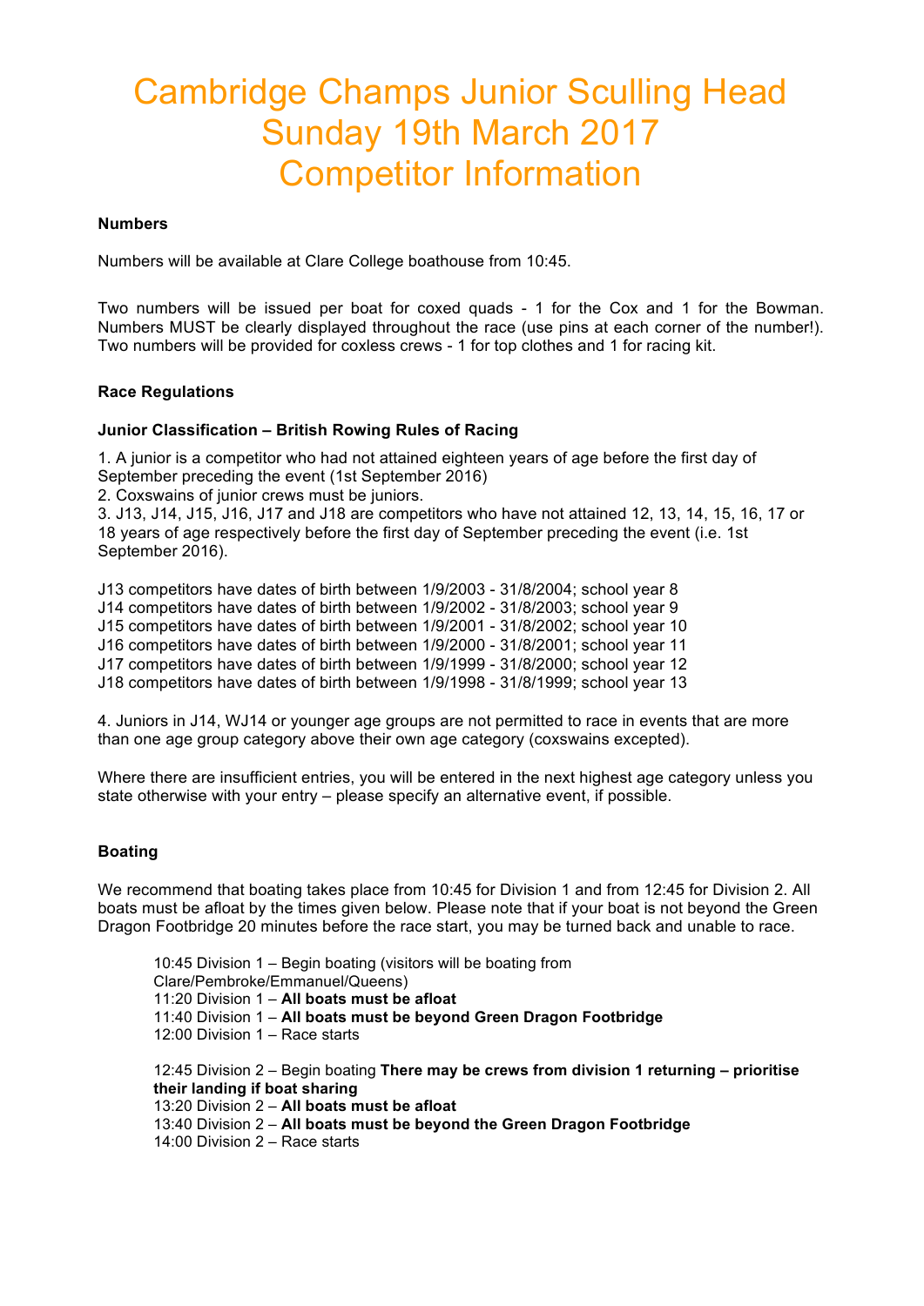# Cambridge Champs Junior Sculling Head
# Sunday 19th March 2017
# Competitor Information

**Numbers**

Numbers will be available at Clare College boathouse from 10:45.

Two numbers will be issued per boat for coxed quads - 1 for the Cox and 1 for the Bowman. Numbers MUST be clearly displayed throughout the race (use pins at each corner of the number!). Two numbers will be provided for coxless crews - 1 for top clothes and 1 for racing kit.

**Race Regulations**

**Junior Classification – British Rowing Rules of Racing**

1. A junior is a competitor who had not attained eighteen years of age before the first day of September preceding the event (1st September 2016)
2. Coxswains of junior crews must be juniors.
3. J13, J14, J15, J16, J17 and J18 are competitors who have not attained 12, 13, 14, 15, 16, 17 or 18 years of age respectively before the first day of September preceding the event (i.e. 1st September 2016).

J13 competitors have dates of birth between 1/9/2003 - 31/8/2004; school year 8
J14 competitors have dates of birth between 1/9/2002 - 31/8/2003; school year 9
J15 competitors have dates of birth between 1/9/2001 - 31/8/2002; school year 10
J16 competitors have dates of birth between 1/9/2000 - 31/8/2001; school year 11
J17 competitors have dates of birth between 1/9/1999 - 31/8/2000; school year 12
J18 competitors have dates of birth between 1/9/1998 - 31/8/1999; school year 13

4. Juniors in J14, WJ14 or younger age groups are not permitted to race in events that are more than one age group category above their own age category (coxswains excepted).

Where there are insufficient entries, you will be entered in the next highest age category unless you state otherwise with your entry – please specify an alternative event, if possible.

**Boating**

We recommend that boating takes place from 10:45 for Division 1 and from 12:45 for Division 2. All boats must be afloat by the times given below. Please note that if your boat is not beyond the Green Dragon Footbridge 20 minutes before the race start, you may be turned back and unable to race.

10:45 Division 1 – Begin boating (visitors will be boating from Clare/Pembroke/Emmanuel/Queens)
11:20 Division 1 – **All boats must be afloat**
11:40 Division 1 – **All boats must be beyond Green Dragon Footbridge**
12:00 Division 1 – Race starts

12:45 Division 2 – Begin boating **There may be crews from division 1 returning – prioritise their landing if boat sharing**
13:20 Division 2 – **All boats must be afloat**
13:40 Division 2 – **All boats must be beyond the Green Dragon Footbridge**
14:00 Division 2 – Race starts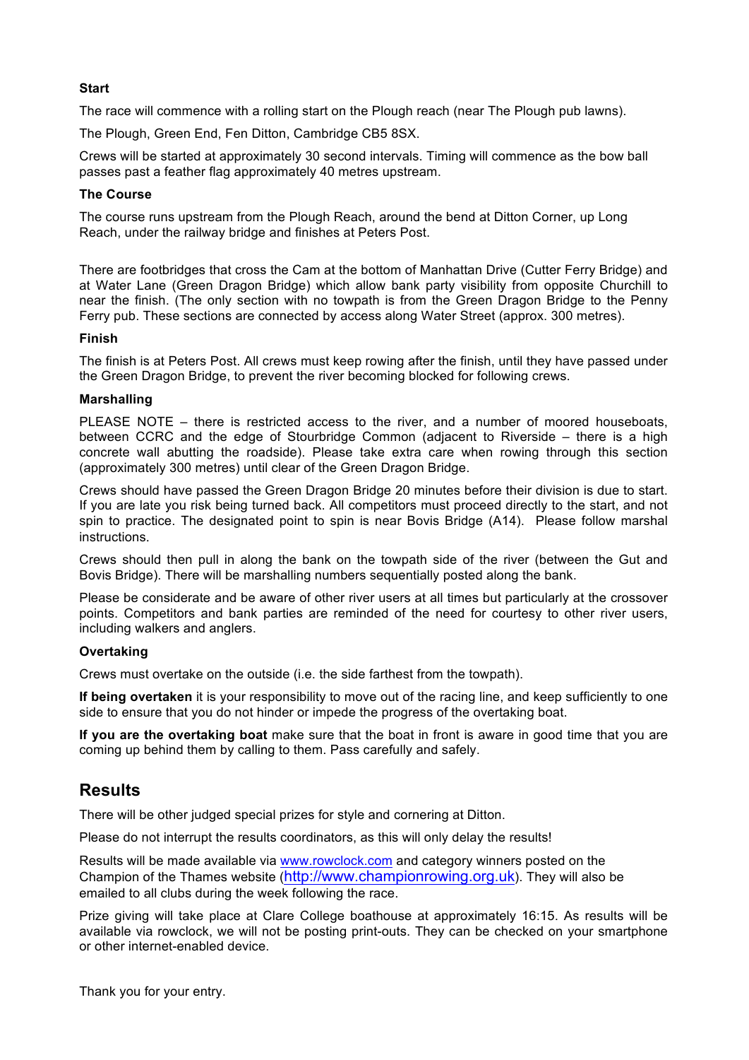**Start**

The race will commence with a rolling start on the Plough reach (near The Plough pub lawns).

The Plough, Green End, Fen Ditton, Cambridge CB5 8SX.

Crews will be started at approximately 30 second intervals. Timing will commence as the bow ball passes past a feather flag approximately 40 metres upstream.

**The Course**

The course runs upstream from the Plough Reach, around the bend at Ditton Corner, up Long Reach, under the railway bridge and finishes at Peters Post.

There are footbridges that cross the Cam at the bottom of Manhattan Drive (Cutter Ferry Bridge) and at Water Lane (Green Dragon Bridge) which allow bank party visibility from opposite Churchill to near the finish. (The only section with no towpath is from the Green Dragon Bridge to the Penny Ferry pub. These sections are connected by access along Water Street (approx. 300 metres).

**Finish**

The finish is at Peters Post. All crews must keep rowing after the finish, until they have passed under the Green Dragon Bridge, to prevent the river becoming blocked for following crews.

**Marshalling**

PLEASE NOTE – there is restricted access to the river, and a number of moored houseboats, between CCRC and the edge of Stourbridge Common (adjacent to Riverside – there is a high concrete wall abutting the roadside). Please take extra care when rowing through this section (approximately 300 metres) until clear of the Green Dragon Bridge.

Crews should have passed the Green Dragon Bridge 20 minutes before their division is due to start. If you are late you risk being turned back. All competitors must proceed directly to the start, and not spin to practice. The designated point to spin is near Bovis Bridge (A14). Please follow marshal instructions.

Crews should then pull in along the bank on the towpath side of the river (between the Gut and Bovis Bridge). There will be marshalling numbers sequentially posted along the bank.

Please be considerate and be aware of other river users at all times but particularly at the crossover points. Competitors and bank parties are reminded of the need for courtesy to other river users, including walkers and anglers.

**Overtaking**

Crews must overtake on the outside (i.e. the side farthest from the towpath).

**If being overtaken** it is your responsibility to move out of the racing line, and keep sufficiently to one side to ensure that you do not hinder or impede the progress of the overtaking boat.

**If you are the overtaking boat** make sure that the boat in front is aware in good time that you are coming up behind them by calling to them. Pass carefully and safely.

## Results

There will be other judged special prizes for style and cornering at Ditton.

Please do not interrupt the results coordinators, as this will only delay the results!

Results will be made available via www.rowclock.com and category winners posted on the Champion of the Thames website (http://www.championrowing.org.uk). They will also be emailed to all clubs during the week following the race.

Prize giving will take place at Clare College boathouse at approximately 16:15. As results will be available via rowclock, we will not be posting print-outs. They can be checked on your smartphone or other internet-enabled device.

Thank you for your entry.